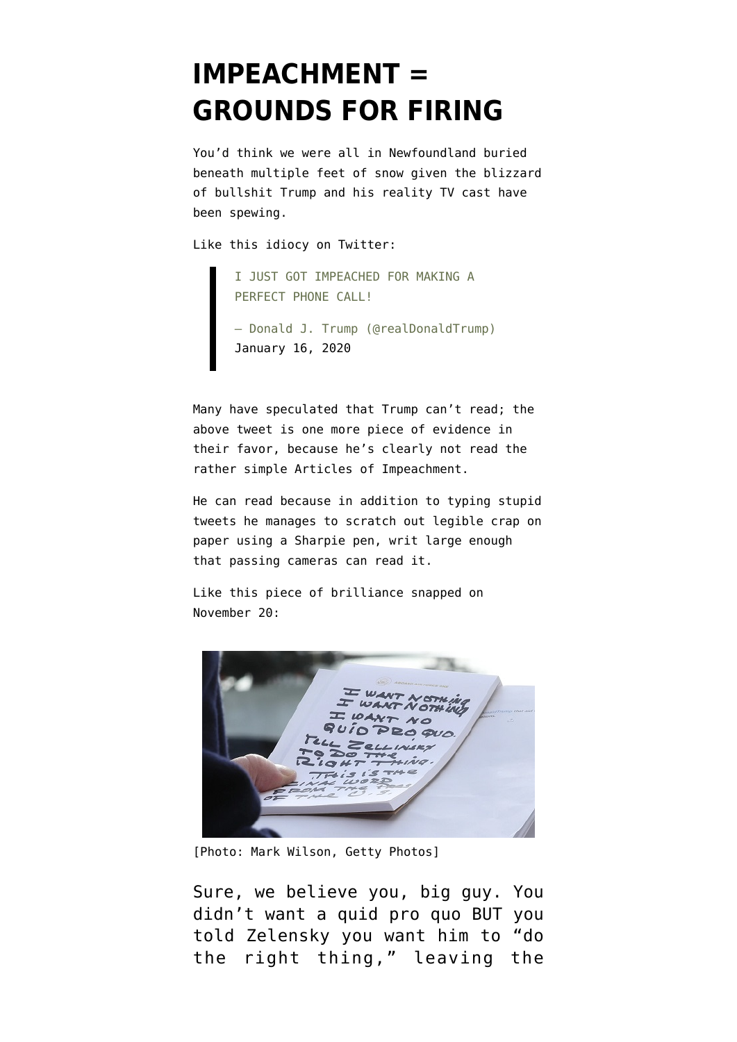# IMPEACHMENT = GROUNDS FOR FIRING

You'd think we were all in Newfoundland buried beneath multiple feet of snow given the blizzard of bullshit Trump and his reality TV cast have been spewing.

Like this idiocy on Twitter:

> I JUST GOT IMPEACHED FOR MAKING A PERFECT PHONE CALL!
>
> — Donald J. Trump (@realDonaldTrump) January 16, 2020

Many have speculated that Trump can't read; the above tweet is one more piece of evidence in their favor, because he's clearly not read the rather simple Articles of Impeachment.

He can read because in addition to typing stupid tweets he manages to scratch out legible crap on paper using a Sharpie pen, writ large enough that passing cameras can read it.

Like this piece of brilliance snapped on November 20:

[Photo: Mark Wilson, Getty Photos]

Sure, we believe you, big guy. You didn't want a quid pro quo BUT you told Zelensky you want him to "do the right thing," leaving the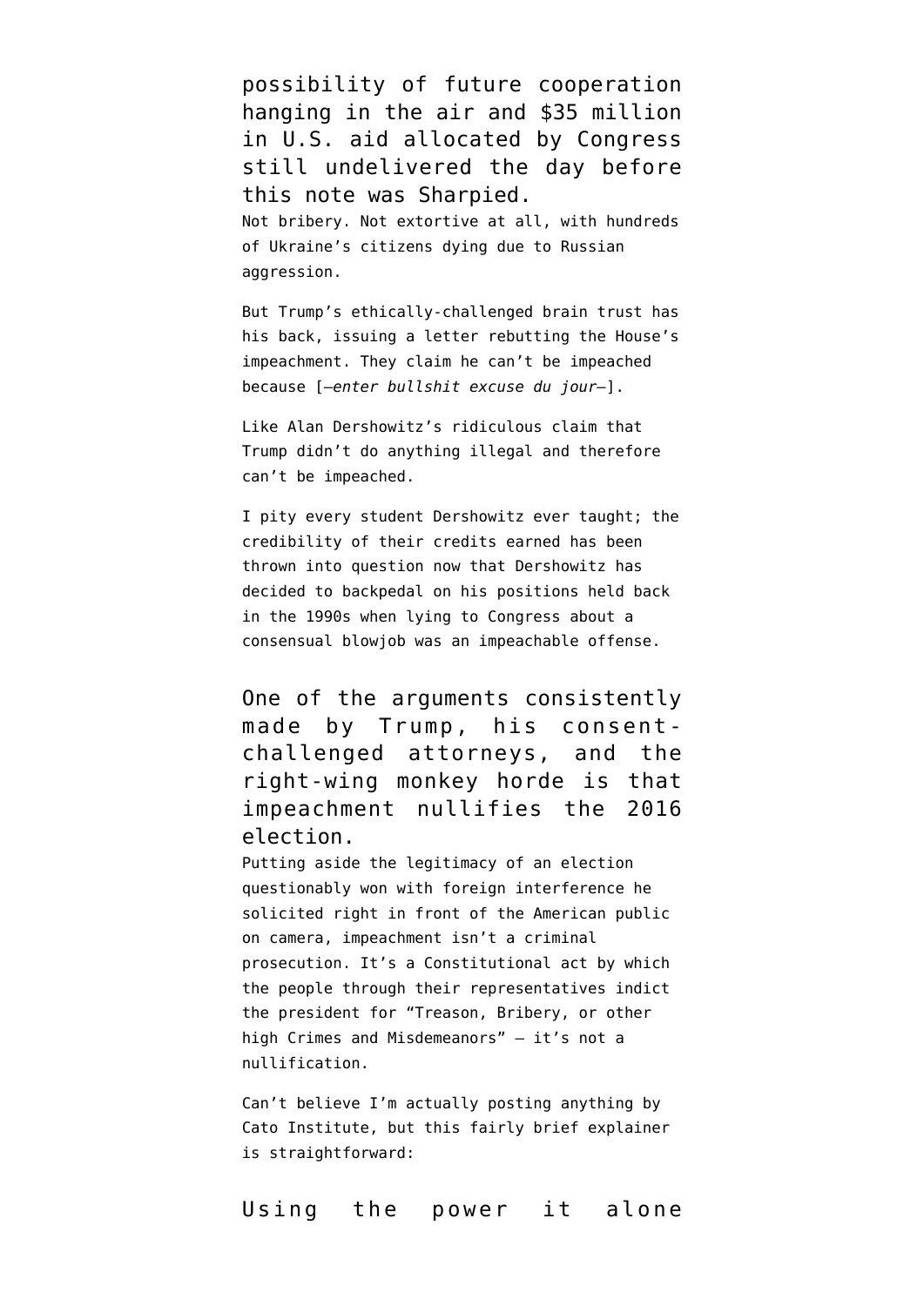possibility of future cooperation hanging in the air and $35 million in U.S. aid allocated by Congress still undelivered the day before this note was Sharpied.

Not bribery. Not extortive at all, with hundreds of Ukraine's citizens dying due to Russian aggression.

But Trump's ethically-challenged brain trust has his back, issuing a letter rebutting the House's impeachment. They claim he can't be impeached because [–*enter bullshit excuse du jour*–].

Like Alan Dershowitz's ridiculous claim that Trump didn't do anything illegal and therefore can't be impeached.

I pity every student Dershowitz ever taught; the credibility of their credits earned has been thrown into question now that Dershowitz has decided to backpedal on his positions held back in the 1990s when lying to Congress about a consensual blowjob was an impeachable offense.

One of the arguments consistently made by Trump, his consent-challenged attorneys, and the right-wing monkey horde is that impeachment nullifies the 2016 election.

Putting aside the legitimacy of an election questionably won with foreign interference he solicited right in front of the American public on camera, impeachment isn't a criminal prosecution. It's a Constitutional act by which the people through their representatives indict the president for "Treason, Bribery, or other high Crimes and Misdemeanors" — it's not a nullification.

Can't believe I'm actually posting anything by Cato Institute, but this fairly brief explainer is straightforward:

Using the power it alone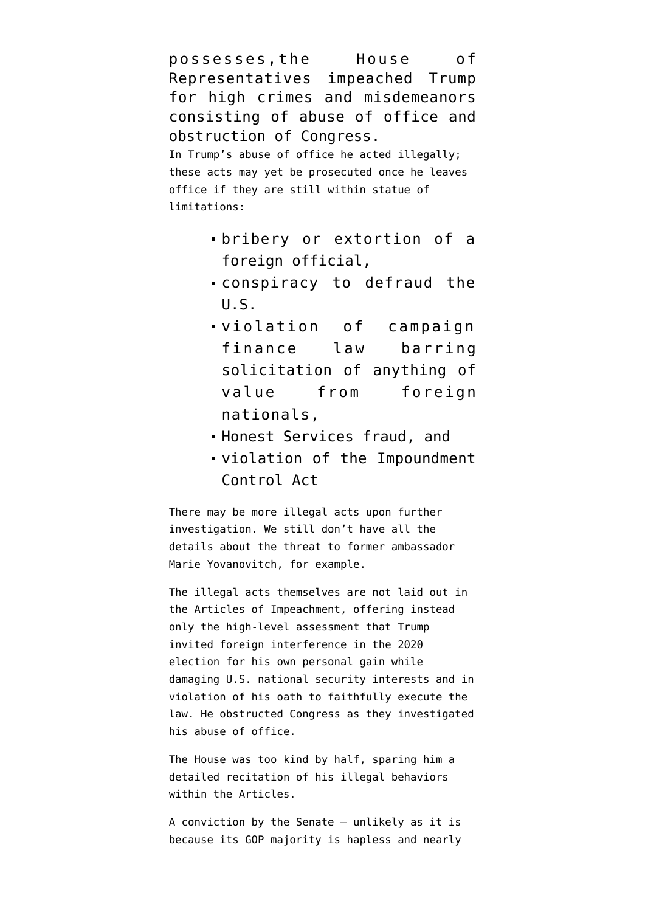possesses, the House of Representatives impeached Trump for high crimes and misdemeanors consisting of abuse of office and obstruction of Congress.

In Trump's abuse of office he acted illegally; these acts may yet be prosecuted once he leaves office if they are still within statue of limitations:

- bribery or extortion of a foreign official,
- conspiracy to defraud the U.S.
- violation of campaign finance law barring solicitation of anything of value from foreign nationals,
- Honest Services fraud, and
- violation of the Impoundment Control Act

There may be more illegal acts upon further investigation. We still don't have all the details about the threat to former ambassador Marie Yovanovitch, for example.

The illegal acts themselves are not laid out in the Articles of Impeachment, offering instead only the high-level assessment that Trump invited foreign interference in the 2020 election for his own personal gain while damaging U.S. national security interests and in violation of his oath to faithfully execute the law. He obstructed Congress as they investigated his abuse of office.

The House was too kind by half, sparing him a detailed recitation of his illegal behaviors within the Articles.

A conviction by the Senate — unlikely as it is because its GOP majority is hapless and nearly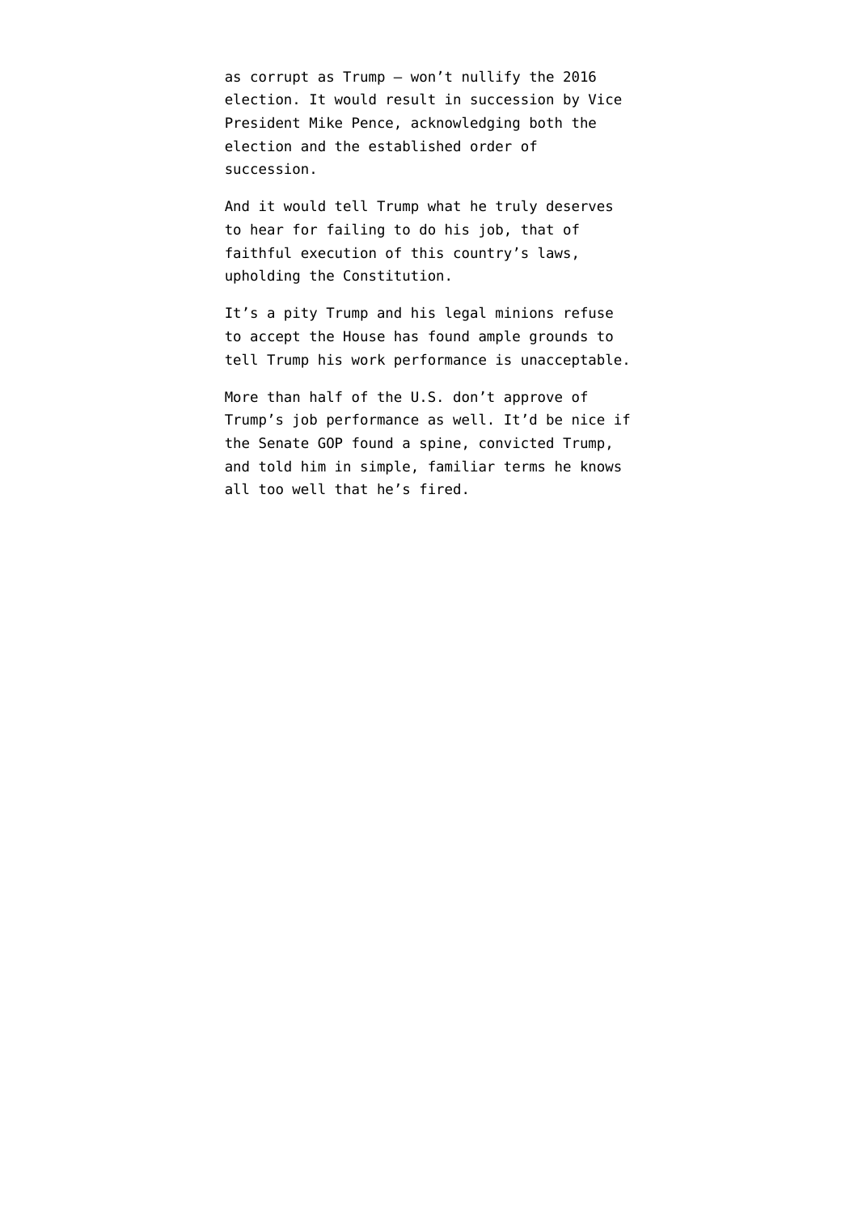as corrupt as Trump — won't nullify the 2016 election. It would result in succession by Vice President Mike Pence, acknowledging both the election and the established order of succession.

And it would tell Trump what he truly deserves to hear for failing to do his job, that of faithful execution of this country's laws, upholding the Constitution.

It's a pity Trump and his legal minions refuse to accept the House has found ample grounds to tell Trump his work performance is unacceptable.

More than half of the U.S. don't approve of Trump's job performance as well. It'd be nice if the Senate GOP found a spine, convicted Trump, and told him in simple, familiar terms he knows all too well that he's fired.